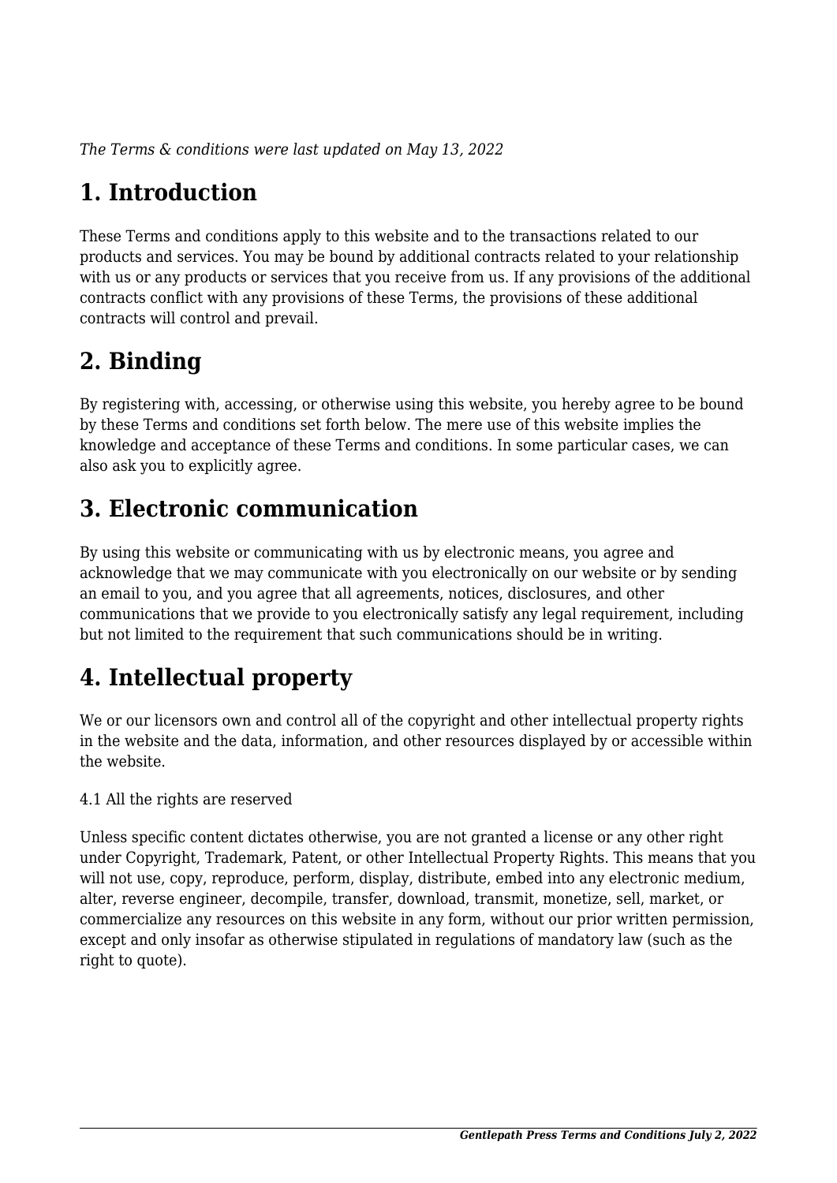*The Terms & conditions were last updated on May 13, 2022*

# 1. Introduction

These Terms and conditions apply to this website and to the transactions related to our products and services. You may be bound by additional contracts related to your relationship with us or any products or services that you receive from us. If any provisions of the additional contracts conflict with any provisions of these Terms, the provisions of these additional contracts will control and prevail.

# 2. Binding

By registering with, accessing, or otherwise using this website, you hereby agree to be bound by these Terms and conditions set forth below. The mere use of this website implies the knowledge and acceptance of these Terms and conditions. In some particular cases, we can also ask you to explicitly agree.

# 3. Electronic communication

By using this website or communicating with us by electronic means, you agree and acknowledge that we may communicate with you electronically on our website or by sending an email to you, and you agree that all agreements, notices, disclosures, and other communications that we provide to you electronically satisfy any legal requirement, including but not limited to the requirement that such communications should be in writing.

# 4. Intellectual property

We or our licensors own and control all of the copyright and other intellectual property rights in the website and the data, information, and other resources displayed by or accessible within the website.

4.1 All the rights are reserved

Unless specific content dictates otherwise, you are not granted a license or any other right under Copyright, Trademark, Patent, or other Intellectual Property Rights. This means that you will not use, copy, reproduce, perform, display, distribute, embed into any electronic medium, alter, reverse engineer, decompile, transfer, download, transmit, monetize, sell, market, or commercialize any resources on this website in any form, without our prior written permission, except and only insofar as otherwise stipulated in regulations of mandatory law (such as the right to quote).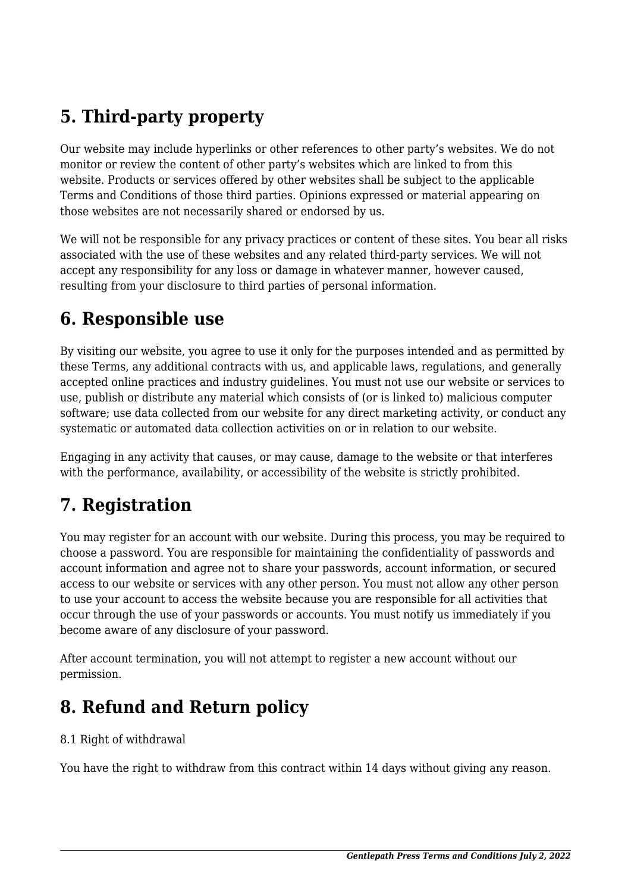## 5. Third-party property

Our website may include hyperlinks or other references to other party's websites. We do not monitor or review the content of other party's websites which are linked to from this website. Products or services offered by other websites shall be subject to the applicable Terms and Conditions of those third parties. Opinions expressed or material appearing on those websites are not necessarily shared or endorsed by us.

We will not be responsible for any privacy practices or content of these sites. You bear all risks associated with the use of these websites and any related third-party services. We will not accept any responsibility for any loss or damage in whatever manner, however caused, resulting from your disclosure to third parties of personal information.

## 6. Responsible use

By visiting our website, you agree to use it only for the purposes intended and as permitted by these Terms, any additional contracts with us, and applicable laws, regulations, and generally accepted online practices and industry guidelines. You must not use our website or services to use, publish or distribute any material which consists of (or is linked to) malicious computer software; use data collected from our website for any direct marketing activity, or conduct any systematic or automated data collection activities on or in relation to our website.

Engaging in any activity that causes, or may cause, damage to the website or that interferes with the performance, availability, or accessibility of the website is strictly prohibited.

## 7. Registration

You may register for an account with our website. During this process, you may be required to choose a password. You are responsible for maintaining the confidentiality of passwords and account information and agree not to share your passwords, account information, or secured access to our website or services with any other person. You must not allow any other person to use your account to access the website because you are responsible for all activities that occur through the use of your passwords or accounts. You must notify us immediately if you become aware of any disclosure of your password.

After account termination, you will not attempt to register a new account without our permission.

## 8. Refund and Return policy

8.1 Right of withdrawal

You have the right to withdraw from this contract within 14 days without giving any reason.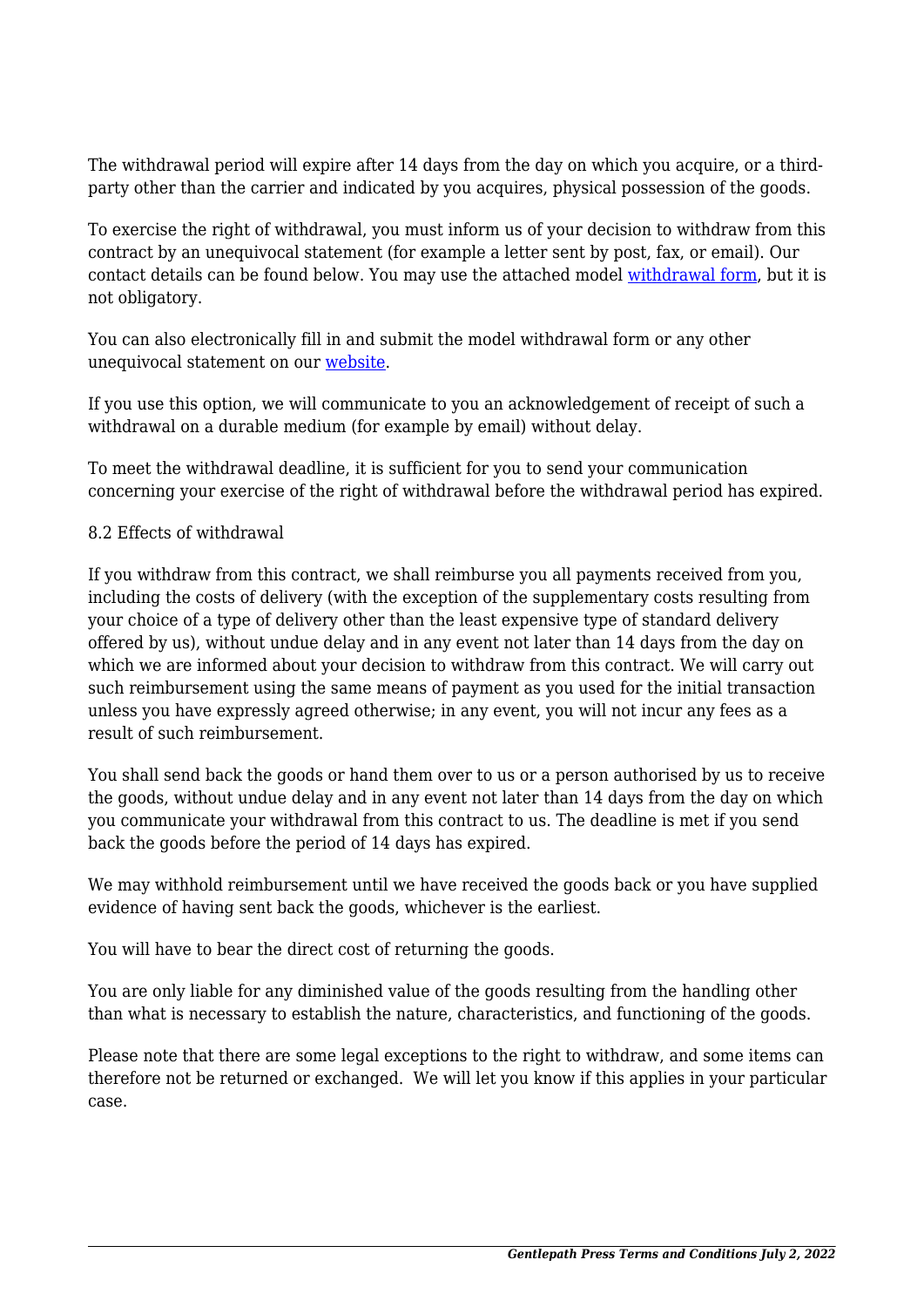The withdrawal period will expire after 14 days from the day on which you acquire, or a third-party other than the carrier and indicated by you acquires, physical possession of the goods.

To exercise the right of withdrawal, you must inform us of your decision to withdraw from this contract by an unequivocal statement (for example a letter sent by post, fax, or email). Our contact details can be found below. You may use the attached model withdrawal form, but it is not obligatory.

You can also electronically fill in and submit the model withdrawal form or any other unequivocal statement on our website.

If you use this option, we will communicate to you an acknowledgement of receipt of such a withdrawal on a durable medium (for example by email) without delay.

To meet the withdrawal deadline, it is sufficient for you to send your communication concerning your exercise of the right of withdrawal before the withdrawal period has expired.

8.2 Effects of withdrawal

If you withdraw from this contract, we shall reimburse you all payments received from you, including the costs of delivery (with the exception of the supplementary costs resulting from your choice of a type of delivery other than the least expensive type of standard delivery offered by us), without undue delay and in any event not later than 14 days from the day on which we are informed about your decision to withdraw from this contract. We will carry out such reimbursement using the same means of payment as you used for the initial transaction unless you have expressly agreed otherwise; in any event, you will not incur any fees as a result of such reimbursement.

You shall send back the goods or hand them over to us or a person authorised by us to receive the goods, without undue delay and in any event not later than 14 days from the day on which you communicate your withdrawal from this contract to us. The deadline is met if you send back the goods before the period of 14 days has expired.

We may withhold reimbursement until we have received the goods back or you have supplied evidence of having sent back the goods, whichever is the earliest.

You will have to bear the direct cost of returning the goods.

You are only liable for any diminished value of the goods resulting from the handling other than what is necessary to establish the nature, characteristics, and functioning of the goods.

Please note that there are some legal exceptions to the right to withdraw, and some items can therefore not be returned or exchanged. We will let you know if this applies in your particular case.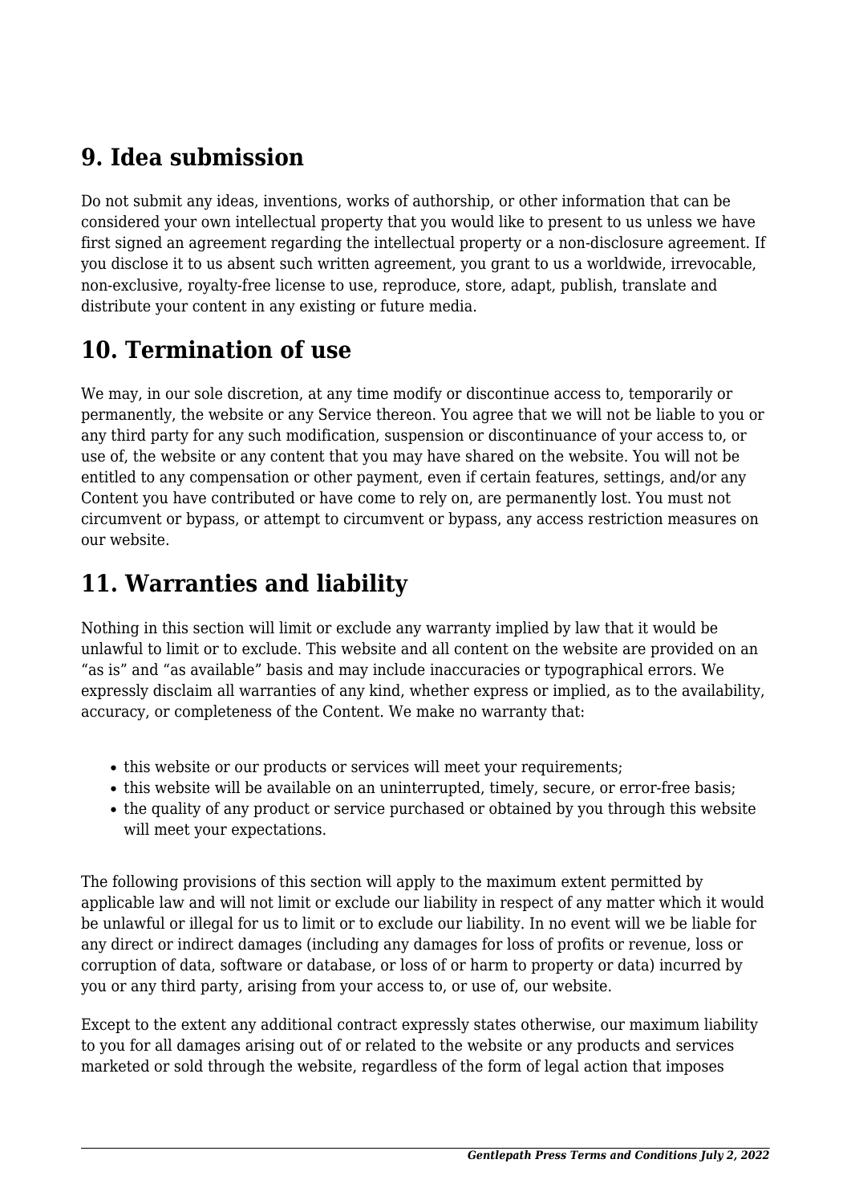## 9. Idea submission

Do not submit any ideas, inventions, works of authorship, or other information that can be considered your own intellectual property that you would like to present to us unless we have first signed an agreement regarding the intellectual property or a non-disclosure agreement. If you disclose it to us absent such written agreement, you grant to us a worldwide, irrevocable, non-exclusive, royalty-free license to use, reproduce, store, adapt, publish, translate and distribute your content in any existing or future media.

## 10. Termination of use

We may, in our sole discretion, at any time modify or discontinue access to, temporarily or permanently, the website or any Service thereon. You agree that we will not be liable to you or any third party for any such modification, suspension or discontinuance of your access to, or use of, the website or any content that you may have shared on the website. You will not be entitled to any compensation or other payment, even if certain features, settings, and/or any Content you have contributed or have come to rely on, are permanently lost. You must not circumvent or bypass, or attempt to circumvent or bypass, any access restriction measures on our website.

## 11. Warranties and liability

Nothing in this section will limit or exclude any warranty implied by law that it would be unlawful to limit or to exclude. This website and all content on the website are provided on an “as is” and “as available” basis and may include inaccuracies or typographical errors. We expressly disclaim all warranties of any kind, whether express or implied, as to the availability, accuracy, or completeness of the Content. We make no warranty that:

- this website or our products or services will meet your requirements;
- this website will be available on an uninterrupted, timely, secure, or error-free basis;
- the quality of any product or service purchased or obtained by you through this website will meet your expectations.

The following provisions of this section will apply to the maximum extent permitted by applicable law and will not limit or exclude our liability in respect of any matter which it would be unlawful or illegal for us to limit or to exclude our liability. In no event will we be liable for any direct or indirect damages (including any damages for loss of profits or revenue, loss or corruption of data, software or database, or loss of or harm to property or data) incurred by you or any third party, arising from your access to, or use of, our website.

Except to the extent any additional contract expressly states otherwise, our maximum liability to you for all damages arising out of or related to the website or any products and services marketed or sold through the website, regardless of the form of legal action that imposes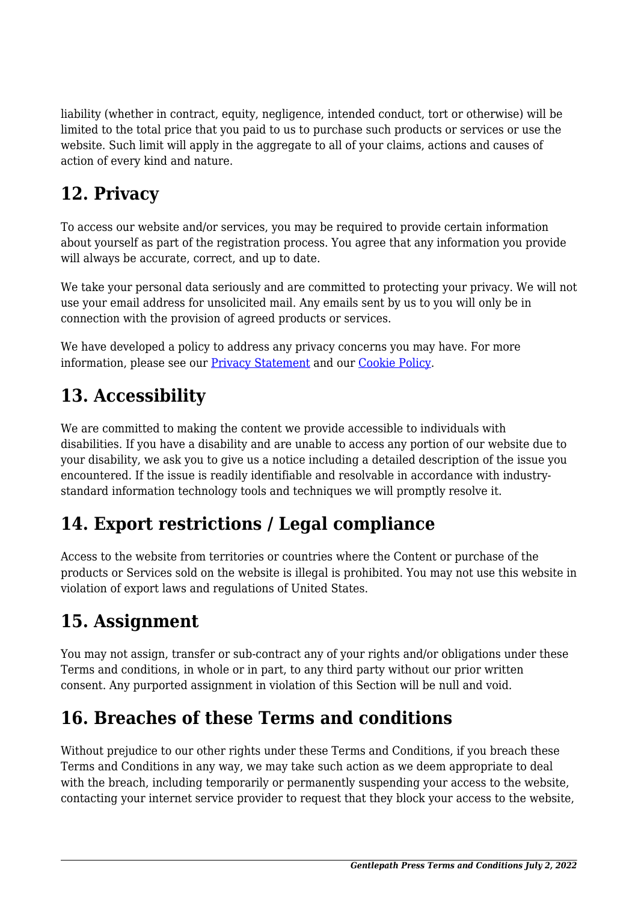liability (whether in contract, equity, negligence, intended conduct, tort or otherwise) will be limited to the total price that you paid to us to purchase such products or services or use the website. Such limit will apply in the aggregate to all of your claims, actions and causes of action of every kind and nature.

## 12. Privacy

To access our website and/or services, you may be required to provide certain information about yourself as part of the registration process. You agree that any information you provide will always be accurate, correct, and up to date.

We take your personal data seriously and are committed to protecting your privacy. We will not use your email address for unsolicited mail. Any emails sent by us to you will only be in connection with the provision of agreed products or services.

We have developed a policy to address any privacy concerns you may have. For more information, please see our Privacy Statement and our Cookie Policy.

## 13. Accessibility

We are committed to making the content we provide accessible to individuals with disabilities. If you have a disability and are unable to access any portion of our website due to your disability, we ask you to give us a notice including a detailed description of the issue you encountered. If the issue is readily identifiable and resolvable in accordance with industry-standard information technology tools and techniques we will promptly resolve it.

## 14. Export restrictions / Legal compliance

Access to the website from territories or countries where the Content or purchase of the products or Services sold on the website is illegal is prohibited. You may not use this website in violation of export laws and regulations of United States.

## 15. Assignment

You may not assign, transfer or sub-contract any of your rights and/or obligations under these Terms and conditions, in whole or in part, to any third party without our prior written consent. Any purported assignment in violation of this Section will be null and void.

## 16. Breaches of these Terms and conditions

Without prejudice to our other rights under these Terms and Conditions, if you breach these Terms and Conditions in any way, we may take such action as we deem appropriate to deal with the breach, including temporarily or permanently suspending your access to the website, contacting your internet service provider to request that they block your access to the website,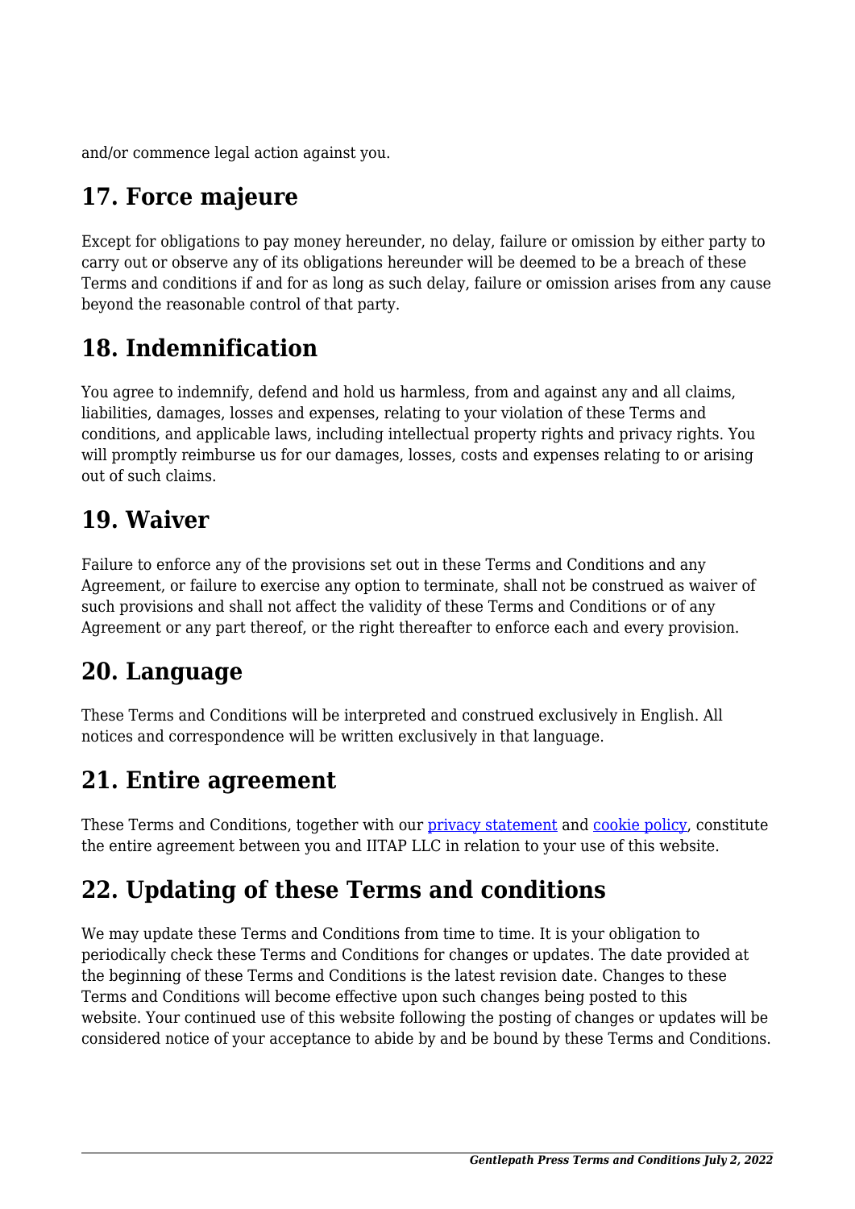and/or commence legal action against you.

## 17. Force majeure

Except for obligations to pay money hereunder, no delay, failure or omission by either party to carry out or observe any of its obligations hereunder will be deemed to be a breach of these Terms and conditions if and for as long as such delay, failure or omission arises from any cause beyond the reasonable control of that party.

## 18. Indemnification

You agree to indemnify, defend and hold us harmless, from and against any and all claims, liabilities, damages, losses and expenses, relating to your violation of these Terms and conditions, and applicable laws, including intellectual property rights and privacy rights. You will promptly reimburse us for our damages, losses, costs and expenses relating to or arising out of such claims.

## 19. Waiver

Failure to enforce any of the provisions set out in these Terms and Conditions and any Agreement, or failure to exercise any option to terminate, shall not be construed as waiver of such provisions and shall not affect the validity of these Terms and Conditions or of any Agreement or any part thereof, or the right thereafter to enforce each and every provision.

## 20. Language

These Terms and Conditions will be interpreted and construed exclusively in English. All notices and correspondence will be written exclusively in that language.

## 21. Entire agreement

These Terms and Conditions, together with our privacy statement and cookie policy, constitute the entire agreement between you and IITAP LLC in relation to your use of this website.

## 22. Updating of these Terms and conditions

We may update these Terms and Conditions from time to time. It is your obligation to periodically check these Terms and Conditions for changes or updates. The date provided at the beginning of these Terms and Conditions is the latest revision date. Changes to these Terms and Conditions will become effective upon such changes being posted to this website. Your continued use of this website following the posting of changes or updates will be considered notice of your acceptance to abide by and be bound by these Terms and Conditions.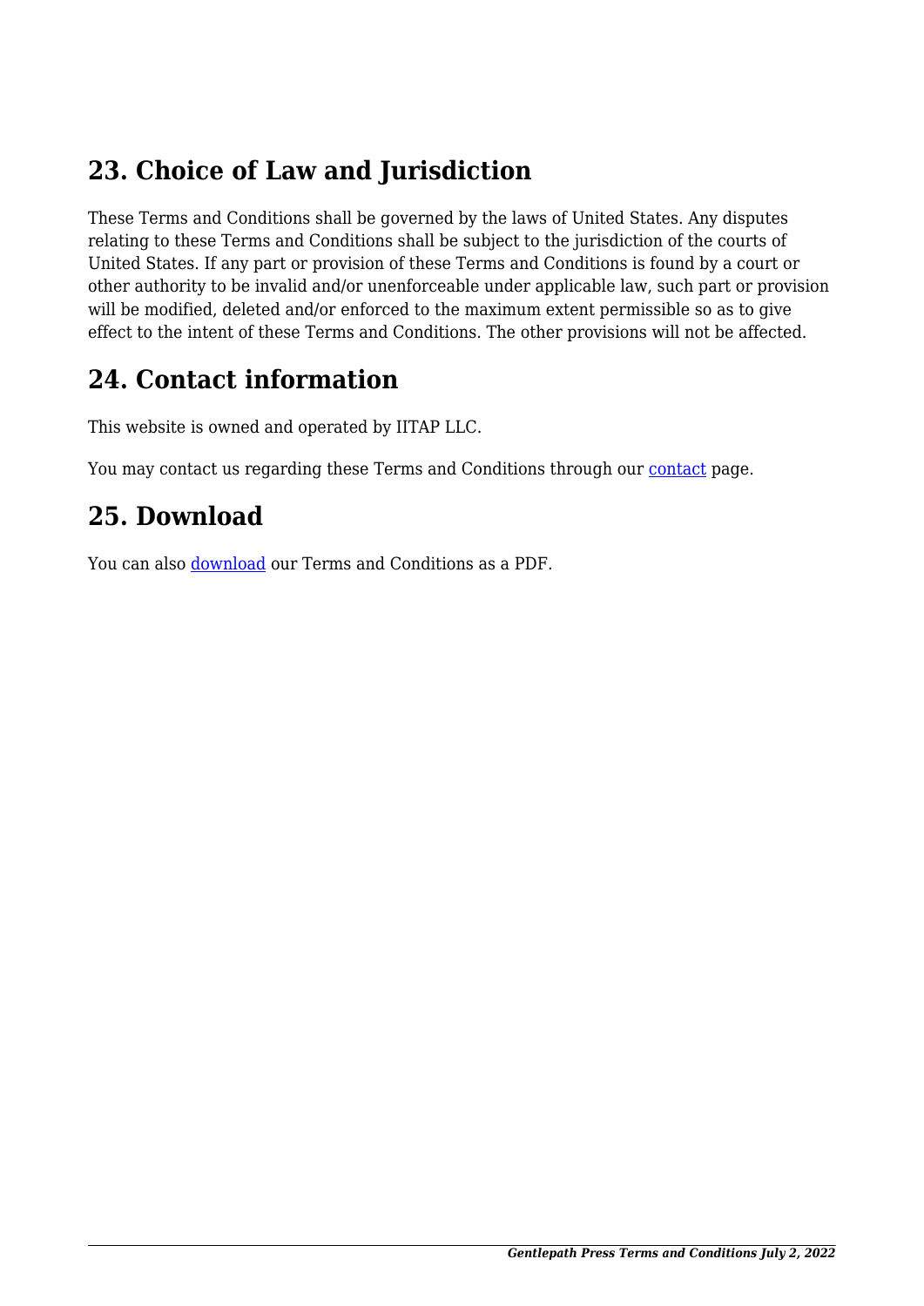## 23. Choice of Law and Jurisdiction

These Terms and Conditions shall be governed by the laws of United States. Any disputes relating to these Terms and Conditions shall be subject to the jurisdiction of the courts of United States. If any part or provision of these Terms and Conditions is found by a court or other authority to be invalid and/or unenforceable under applicable law, such part or provision will be modified, deleted and/or enforced to the maximum extent permissible so as to give effect to the intent of these Terms and Conditions. The other provisions will not be affected.

## 24. Contact information

This website is owned and operated by IITAP LLC.

You may contact us regarding these Terms and Conditions through our contact page.

## 25. Download

You can also download our Terms and Conditions as a PDF.